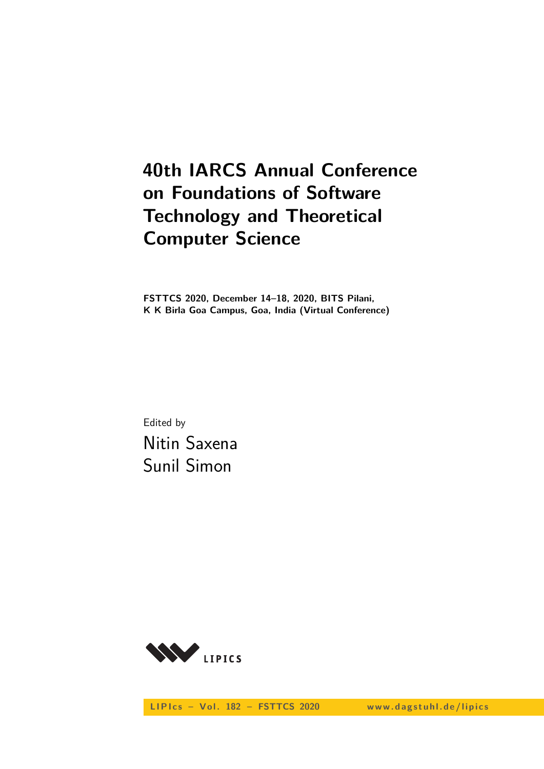# 40th IARCS Annual Conference on Foundations of Software Technology and Theoretical Computer Science

**FSTTCS 2020, December 14–18, 2020, BITS Pilani, K K Birla Goa Campus, Goa, India (Virtual Conference)**

Edited by

Nitin Saxena
Sunil Simon

LIPIcs – Vol. 182 – FSTTCS 2020 www.dagstuhl.de/lipics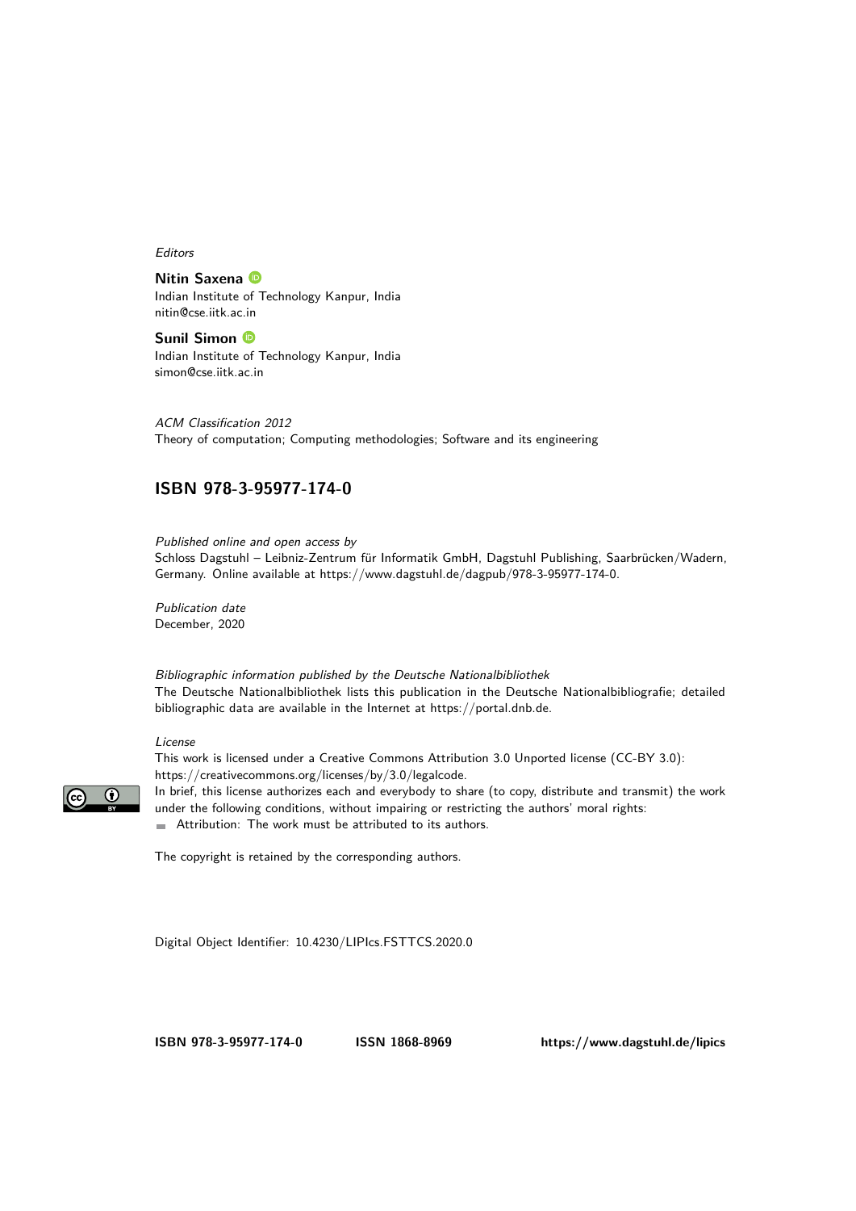*Editors*

**Nitin Saxena**
Indian Institute of Technology Kanpur, India
nitin@cse.iitk.ac.in

**Sunil Simon**
Indian Institute of Technology Kanpur, India
simon@cse.iitk.ac.in

*ACM Classification 2012*
Theory of computation; Computing methodologies; Software and its engineering

## ISBN 978-3-95977-174-0

*Published online and open access by*
Schloss Dagstuhl – Leibniz-Zentrum für Informatik GmbH, Dagstuhl Publishing, Saarbrücken/Wadern, Germany. Online available at https://www.dagstuhl.de/dagpub/978-3-95977-174-0.

*Publication date*
December, 2020

*Bibliographic information published by the Deutsche Nationalbibliothek*
The Deutsche Nationalbibliothek lists this publication in the Deutsche Nationalbibliografie; detailed bibliographic data are available in the Internet at https://portal.dnb.de.

*License*
This work is licensed under a Creative Commons Attribution 3.0 Unported license (CC-BY 3.0): https://creativecommons.org/licenses/by/3.0/legalcode.
In brief, this license authorizes each and everybody to share (to copy, distribute and transmit) the work under the following conditions, without impairing or restricting the authors' moral rights:

- Attribution: The work must be attributed to its authors.

The copyright is retained by the corresponding authors.

Digital Object Identifier: 10.4230/LIPIcs.FSTTCS.2020.0

**ISBN 978-3-95977-174-0** **ISSN 1868-8969** **https://www.dagstuhl.de/lipics**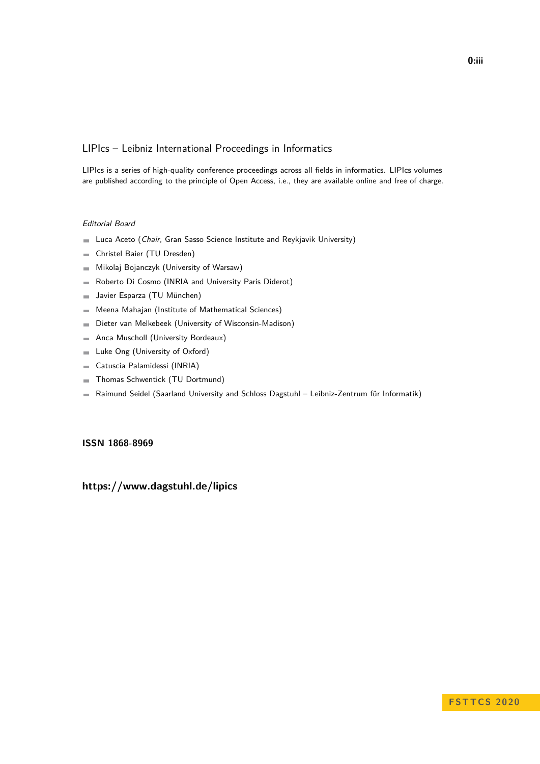# LIPIcs – Leibniz International Proceedings in Informatics

LIPIcs is a series of high-quality conference proceedings across all fields in informatics. LIPIcs volumes are published according to the principle of Open Access, i.e., they are available online and free of charge.

*Editorial Board*

- Luca Aceto (*Chair*, Gran Sasso Science Institute and Reykjavik University)
- Christel Baier (TU Dresden)
- Mikolaj Bojanczyk (University of Warsaw)
- Roberto Di Cosmo (INRIA and University Paris Diderot)
- Javier Esparza (TU München)
- Meena Mahajan (Institute of Mathematical Sciences)
- Dieter van Melkebeek (University of Wisconsin-Madison)
- Anca Muscholl (University Bordeaux)
- Luke Ong (University of Oxford)
- Catuscia Palamidessi (INRIA)
- Thomas Schwentick (TU Dortmund)
- Raimund Seidel (Saarland University and Schloss Dagstuhl – Leibniz-Zentrum für Informatik)

**ISSN 1868-8969**

**https://www.dagstuhl.de/lipics**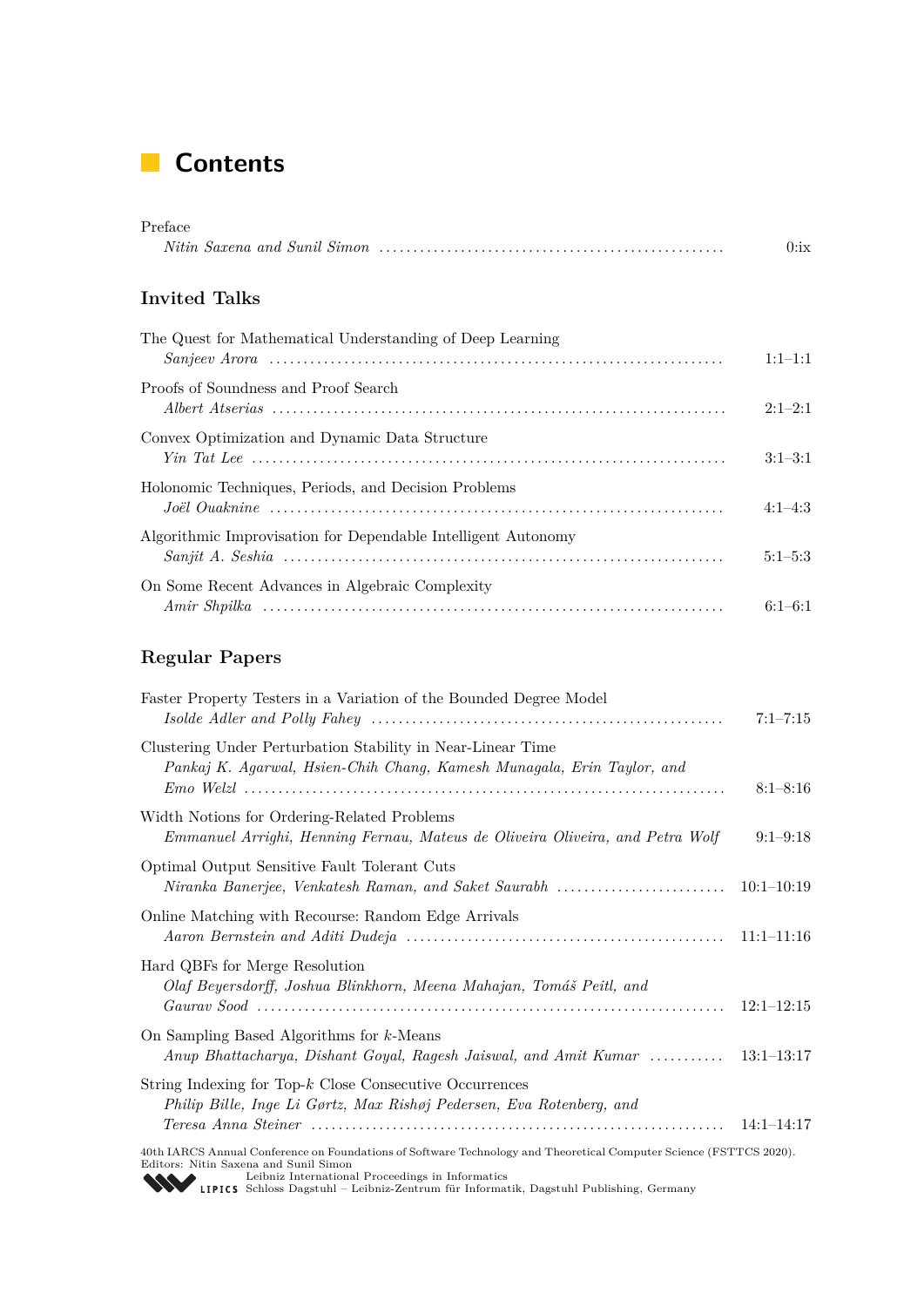# Contents

Preface
*Nitin Saxena and Sunil Simon* .......... 0:ix

## Invited Talks

The Quest for Mathematical Understanding of Deep Learning
*Sanjeev Arora* .......... 1:1–1:1

Proofs of Soundness and Proof Search
*Albert Atserias* .......... 2:1–2:1

Convex Optimization and Dynamic Data Structure
*Yin Tat Lee* .......... 3:1–3:1

Holonomic Techniques, Periods, and Decision Problems
*Joël Ouaknine* .......... 4:1–4:3

Algorithmic Improvisation for Dependable Intelligent Autonomy
*Sanjit A. Seshia* .......... 5:1–5:3

On Some Recent Advances in Algebraic Complexity
*Amir Shpilka* .......... 6:1–6:1

## Regular Papers

Faster Property Testers in a Variation of the Bounded Degree Model
*Isolde Adler and Polly Fahey* .......... 7:1–7:15

Clustering Under Perturbation Stability in Near-Linear Time
*Pankaj K. Agarwal, Hsien-Chih Chang, Kamesh Munagala, Erin Taylor, and Emo Welzl* .......... 8:1–8:16

Width Notions for Ordering-Related Problems
*Emmanuel Arrighi, Henning Fernau, Mateus de Oliveira Oliveira, and Petra Wolf* .......... 9:1–9:18

Optimal Output Sensitive Fault Tolerant Cuts
*Niranka Banerjee, Venkatesh Raman, and Saket Saurabh* .......... 10:1–10:19

Online Matching with Recourse: Random Edge Arrivals
*Aaron Bernstein and Aditi Dudeja* .......... 11:1–11:16

Hard QBFs for Merge Resolution
*Olaf Beyersdorff, Joshua Blinkhorn, Meena Mahajan, Tomáš Peitl, and Gaurav Sood* .......... 12:1–12:15

On Sampling Based Algorithms for $k$-Means
*Anup Bhattacharya, Dishant Goyal, Ragesh Jaiswal, and Amit Kumar* .......... 13:1–13:17

String Indexing for Top-$k$ Close Consecutive Occurrences
*Philip Bille, Inge Li Gørtz, Max Rishøj Pedersen, Eva Rotenberg, and Teresa Anna Steiner* .......... 14:1–14:17

40th IARCS Annual Conference on Foundations of Software Technology and Theoretical Computer Science (FSTTCS 2020).
Editors: Nitin Saxena and Sunil Simon
Leibniz International Proceedings in Informatics
LIPICS Schloss Dagstuhl – Leibniz-Zentrum für Informatik, Dagstuhl Publishing, Germany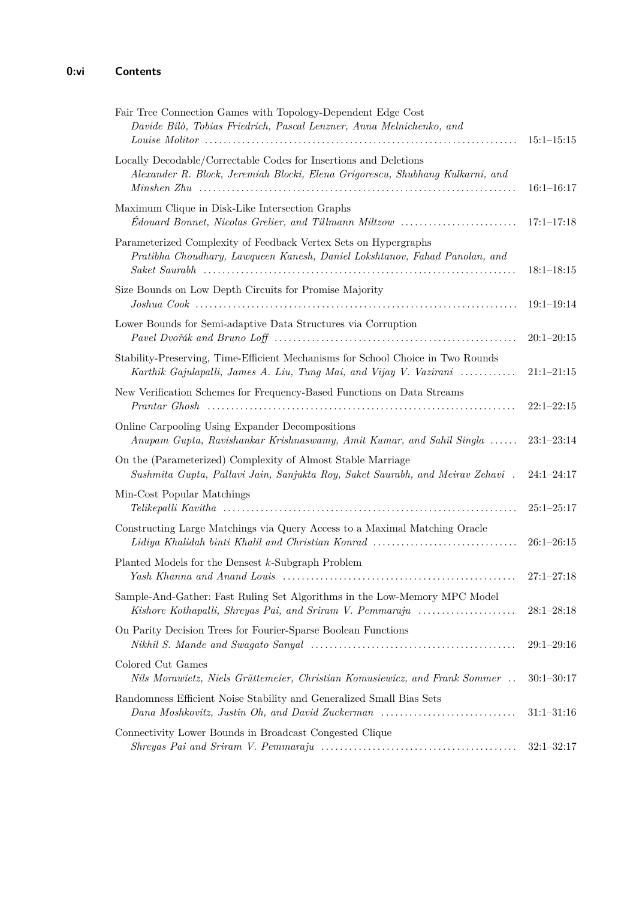## Contents

Fair Tree Connection Games with Topology-Dependent Edge Cost
*Davide Bilò, Tobias Friedrich, Pascal Lenzner, Anna Melnichenko, and Louise Molitor* ........ 15:1–15:15

Locally Decodable/Correctable Codes for Insertions and Deletions
*Alexander R. Block, Jeremiah Blocki, Elena Grigorescu, Shubhang Kulkarni, and Minshen Zhu* ........ 16:1–16:17

Maximum Clique in Disk-Like Intersection Graphs
*Édouard Bonnet, Nicolas Grelier, and Tillmann Miltzow* ........ 17:1–17:18

Parameterized Complexity of Feedback Vertex Sets on Hypergraphs
*Pratibha Choudhary, Lawqueen Kanesh, Daniel Lokshtanov, Fahad Panolan, and Saket Saurabh* ........ 18:1–18:15

Size Bounds on Low Depth Circuits for Promise Majority
*Joshua Cook* ........ 19:1–19:14

Lower Bounds for Semi-adaptive Data Structures via Corruption
*Pavel Dvořák and Bruno Loff* ........ 20:1–20:15

Stability-Preserving, Time-Efficient Mechanisms for School Choice in Two Rounds
*Karthik Gajulapalli, James A. Liu, Tung Mai, and Vijay V. Vazirani* ........ 21:1–21:15

New Verification Schemes for Frequency-Based Functions on Data Streams
*Prantar Ghosh* ........ 22:1–22:15

Online Carpooling Using Expander Decompositions
*Anupam Gupta, Ravishankar Krishnaswamy, Amit Kumar, and Sahil Singla* ........ 23:1–23:14

On the (Parameterized) Complexity of Almost Stable Marriage
*Sushmita Gupta, Pallavi Jain, Sanjukta Roy, Saket Saurabh, and Meirav Zehavi* . 24:1–24:17

Min-Cost Popular Matchings
*Telikepalli Kavitha* ........ 25:1–25:17

Constructing Large Matchings via Query Access to a Maximal Matching Oracle
*Lidiya Khalidah binti Khalil and Christian Konrad* ........ 26:1–26:15

Planted Models for the Densest $k$-Subgraph Problem
*Yash Khanna and Anand Louis* ........ 27:1–27:18

Sample-And-Gather: Fast Ruling Set Algorithms in the Low-Memory MPC Model
*Kishore Kothapalli, Shreyas Pai, and Sriram V. Pemmaraju* ........ 28:1–28:18

On Parity Decision Trees for Fourier-Sparse Boolean Functions
*Nikhil S. Mande and Swagato Sanyal* ........ 29:1–29:16

Colored Cut Games
*Nils Morawietz, Niels Grüttemeier, Christian Komusiewicz, and Frank Sommer* .. 30:1–30:17

Randomness Efficient Noise Stability and Generalized Small Bias Sets
*Dana Moshkovitz, Justin Oh, and David Zuckerman* ........ 31:1–31:16

Connectivity Lower Bounds in Broadcast Congested Clique
*Shreyas Pai and Sriram V. Pemmaraju* ........ 32:1–32:17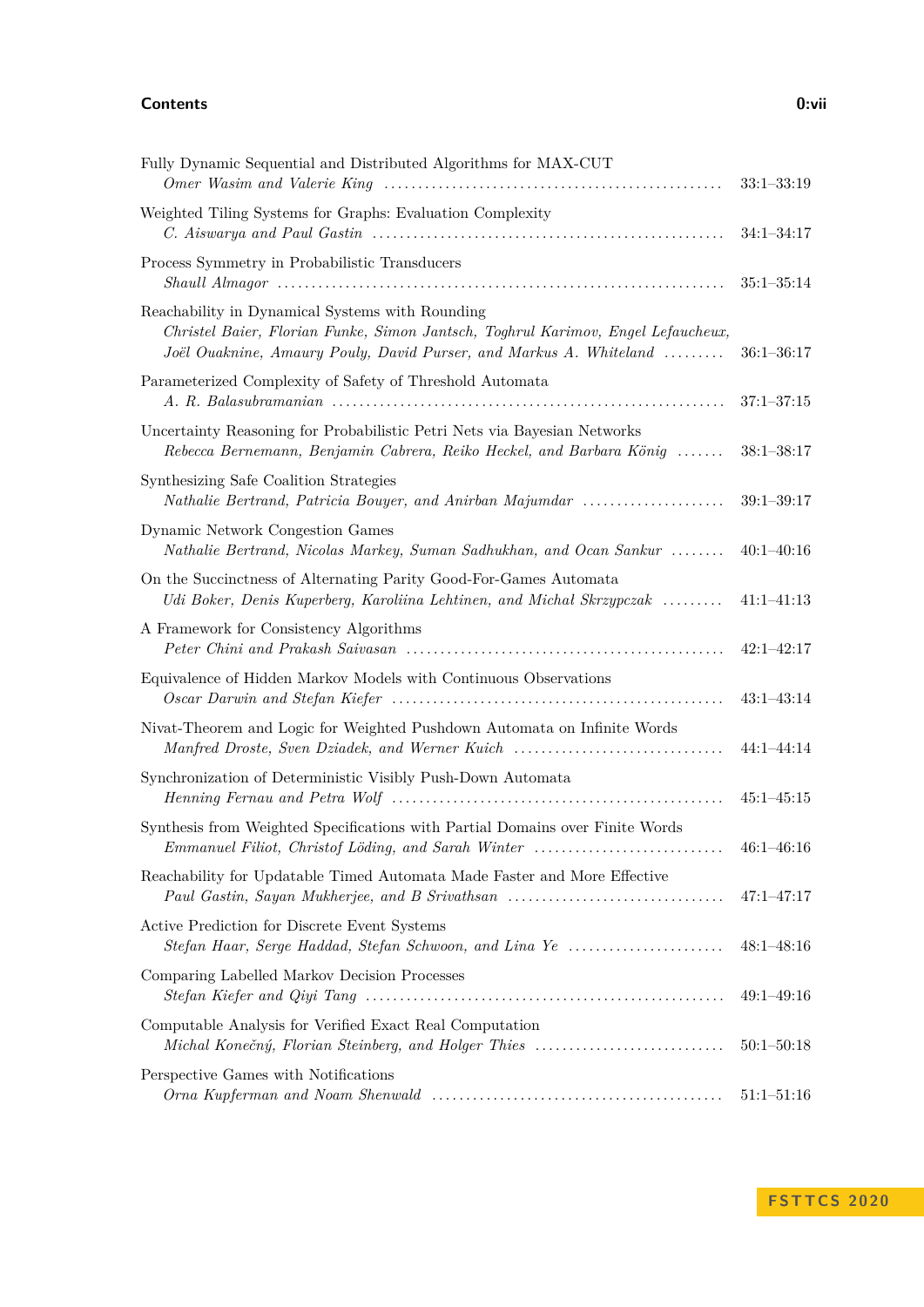Fully Dynamic Sequential and Distributed Algorithms for MAX-CUT
*Omer Wasim and Valerie King* .................................................. 33:1–33:19

Weighted Tiling Systems for Graphs: Evaluation Complexity
*C. Aiswarya and Paul Gastin* .................................................. 34:1–34:17

Process Symmetry in Probabilistic Transducers
*Shaull Almagor* .................................................. 35:1–35:14

Reachability in Dynamical Systems with Rounding
*Christel Baier, Florian Funke, Simon Jantsch, Toghrul Karimov, Engel Lefaucheux, Joël Ouaknine, Amaury Pouly, David Purser, and Markus A. Whiteland* ......... 36:1–36:17

Parameterized Complexity of Safety of Threshold Automata
*A. R. Balasubramanian* .................................................. 37:1–37:15

Uncertainty Reasoning for Probabilistic Petri Nets via Bayesian Networks
*Rebecca Bernemann, Benjamin Cabrera, Reiko Heckel, and Barbara König* ....... 38:1–38:17

Synthesizing Safe Coalition Strategies
*Nathalie Bertrand, Patricia Bouyer, and Anirban Majumdar* ..................... 39:1–39:17

Dynamic Network Congestion Games
*Nathalie Bertrand, Nicolas Markey, Suman Sadhukhan, and Ocan Sankur* ........ 40:1–40:16

On the Succinctness of Alternating Parity Good-For-Games Automata
*Udi Boker, Denis Kuperberg, Karoliina Lehtinen, and Michał Skrzypczak* ......... 41:1–41:13

A Framework for Consistency Algorithms
*Peter Chini and Prakash Saivasan* .................................................. 42:1–42:17

Equivalence of Hidden Markov Models with Continuous Observations
*Oscar Darwin and Stefan Kiefer* .................................................. 43:1–43:14

Nivat-Theorem and Logic for Weighted Pushdown Automata on Infinite Words
*Manfred Droste, Sven Dziadek, and Werner Kuich* ............................... 44:1–44:14

Synchronization of Deterministic Visibly Push-Down Automata
*Henning Fernau and Petra Wolf* .................................................. 45:1–45:15

Synthesis from Weighted Specifications with Partial Domains over Finite Words
*Emmanuel Filiot, Christof Löding, and Sarah Winter* ............................ 46:1–46:16

Reachability for Updatable Timed Automata Made Faster and More Effective
*Paul Gastin, Sayan Mukherjee, and B Srivathsan* ............................... 47:1–47:17

Active Prediction for Discrete Event Systems
*Stefan Haar, Serge Haddad, Stefan Schwoon, and Lina Ye* ....................... 48:1–48:16

Comparing Labelled Markov Decision Processes
*Stefan Kiefer and Qiyi Tang* .................................................. 49:1–49:16

Computable Analysis for Verified Exact Real Computation
*Michal Konečný, Florian Steinberg, and Holger Thies* ............................ 50:1–50:18

Perspective Games with Notifications
*Orna Kupferman and Noam Shenwald* .................................................. 51:1–51:16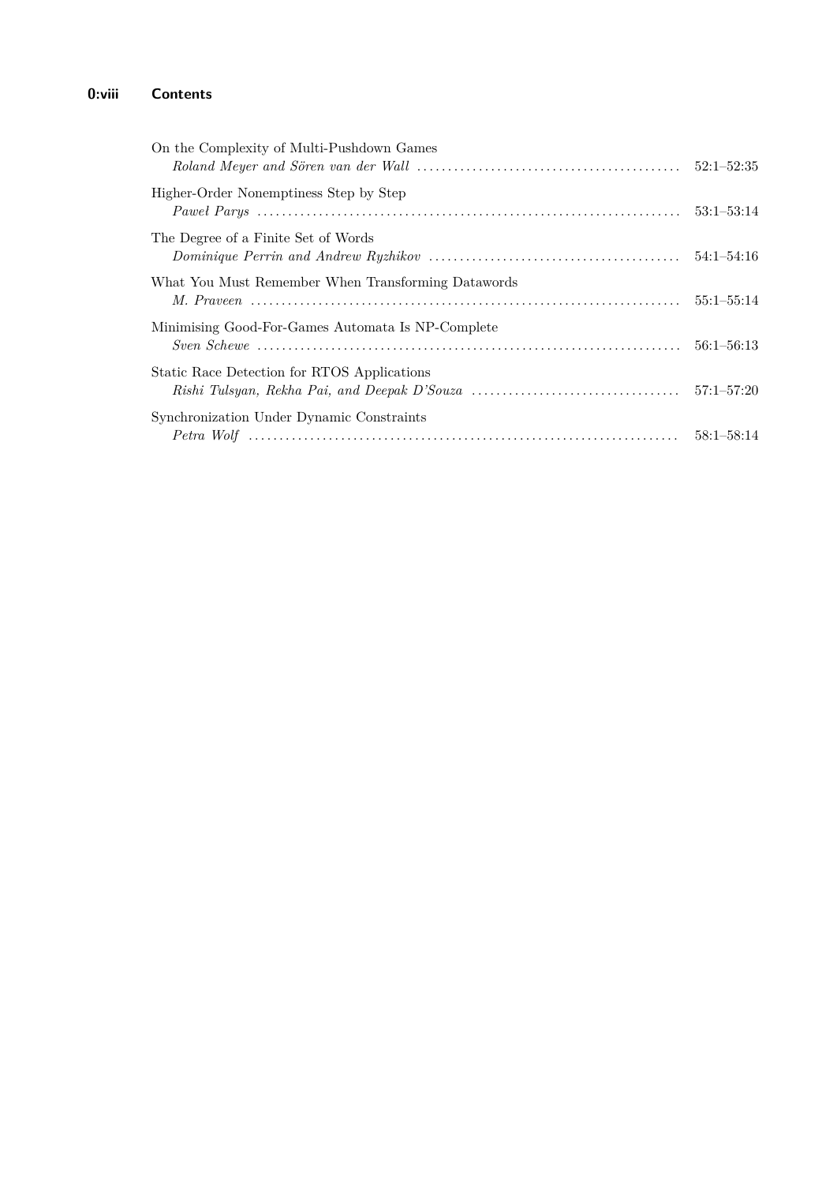On the Complexity of Multi-Pushdown Games
*Roland Meyer and Sören van der Wall* ........................................... 52:1–52:35

Higher-Order Nonemptiness Step by Step
*Paweł Parys* ........................................... 53:1–53:14

The Degree of a Finite Set of Words
*Dominique Perrin and Andrew Ryzhikov* ........................................... 54:1–54:16

What You Must Remember When Transforming Datawords
*M. Praveen* ........................................... 55:1–55:14

Minimising Good-For-Games Automata Is NP-Complete
*Sven Schewe* ........................................... 56:1–56:13

Static Race Detection for RTOS Applications
*Rishi Tulsyan, Rekha Pai, and Deepak D'Souza* ........................................... 57:1–57:20

Synchronization Under Dynamic Constraints
*Petra Wolf* ........................................... 58:1–58:14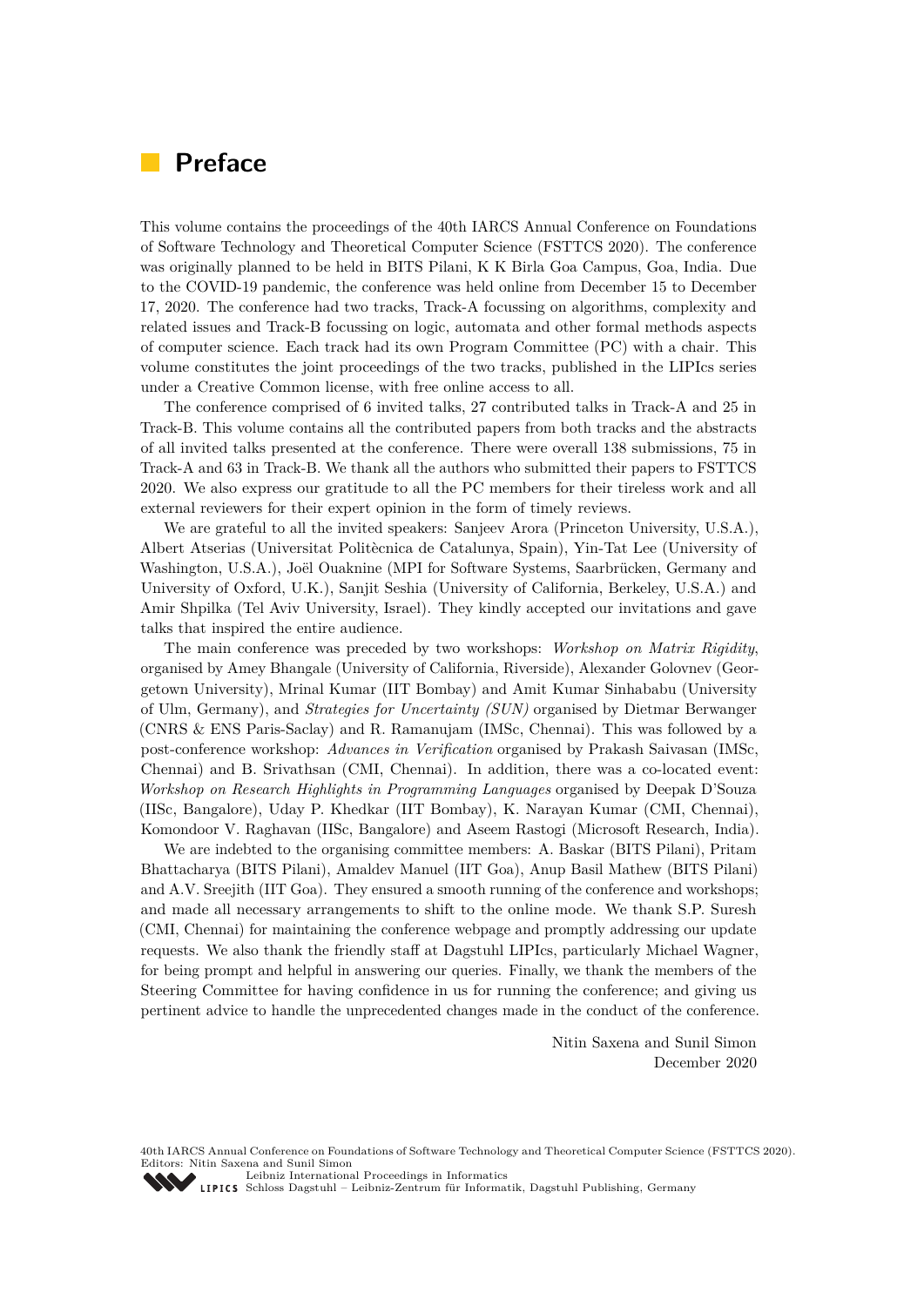# Preface

This volume contains the proceedings of the 40th IARCS Annual Conference on Foundations of Software Technology and Theoretical Computer Science (FSTTCS 2020). The conference was originally planned to be held in BITS Pilani, K K Birla Goa Campus, Goa, India. Due to the COVID-19 pandemic, the conference was held online from December 15 to December 17, 2020. The conference had two tracks, Track-A focussing on algorithms, complexity and related issues and Track-B focussing on logic, automata and other formal methods aspects of computer science. Each track had its own Program Committee (PC) with a chair. This volume constitutes the joint proceedings of the two tracks, published in the LIPIcs series under a Creative Common license, with free online access to all.

The conference comprised of 6 invited talks, 27 contributed talks in Track-A and 25 in Track-B. This volume contains all the contributed papers from both tracks and the abstracts of all invited talks presented at the conference. There were overall 138 submissions, 75 in Track-A and 63 in Track-B. We thank all the authors who submitted their papers to FSTTCS 2020. We also express our gratitude to all the PC members for their tireless work and all external reviewers for their expert opinion in the form of timely reviews.

We are grateful to all the invited speakers: Sanjeev Arora (Princeton University, U.S.A.), Albert Atserias (Universitat Politècnica de Catalunya, Spain), Yin-Tat Lee (University of Washington, U.S.A.), Joël Ouaknine (MPI for Software Systems, Saarbrücken, Germany and University of Oxford, U.K.), Sanjit Seshia (University of California, Berkeley, U.S.A.) and Amir Shpilka (Tel Aviv University, Israel). They kindly accepted our invitations and gave talks that inspired the entire audience.

The main conference was preceded by two workshops: *Workshop on Matrix Rigidity*, organised by Amey Bhangale (University of California, Riverside), Alexander Golovnev (Georgetown University), Mrinal Kumar (IIT Bombay) and Amit Kumar Sinhababu (University of Ulm, Germany), and *Strategies for Uncertainty (SUN)* organised by Dietmar Berwanger (CNRS & ENS Paris-Saclay) and R. Ramanujam (IMSc, Chennai). This was followed by a post-conference workshop: *Advances in Verification* organised by Prakash Saivasan (IMSc, Chennai) and B. Srivathsan (CMI, Chennai). In addition, there was a co-located event: *Workshop on Research Highlights in Programming Languages* organised by Deepak D'Souza (IISc, Bangalore), Uday P. Khedkar (IIT Bombay), K. Narayan Kumar (CMI, Chennai), Komondoor V. Raghavan (IISc, Bangalore) and Aseem Rastogi (Microsoft Research, India).

We are indebted to the organising committee members: A. Baskar (BITS Pilani), Pritam Bhattacharya (BITS Pilani), Amaldev Manuel (IIT Goa), Anup Basil Mathew (BITS Pilani) and A.V. Sreejith (IIT Goa). They ensured a smooth running of the conference and workshops; and made all necessary arrangements to shift to the online mode. We thank S.P. Suresh (CMI, Chennai) for maintaining the conference webpage and promptly addressing our update requests. We also thank the friendly staff at Dagstuhl LIPIcs, particularly Michael Wagner, for being prompt and helpful in answering our queries. Finally, we thank the members of the Steering Committee for having confidence in us for running the conference; and giving us pertinent advice to handle the unprecedented changes made in the conduct of the conference.

Nitin Saxena and Sunil Simon
December 2020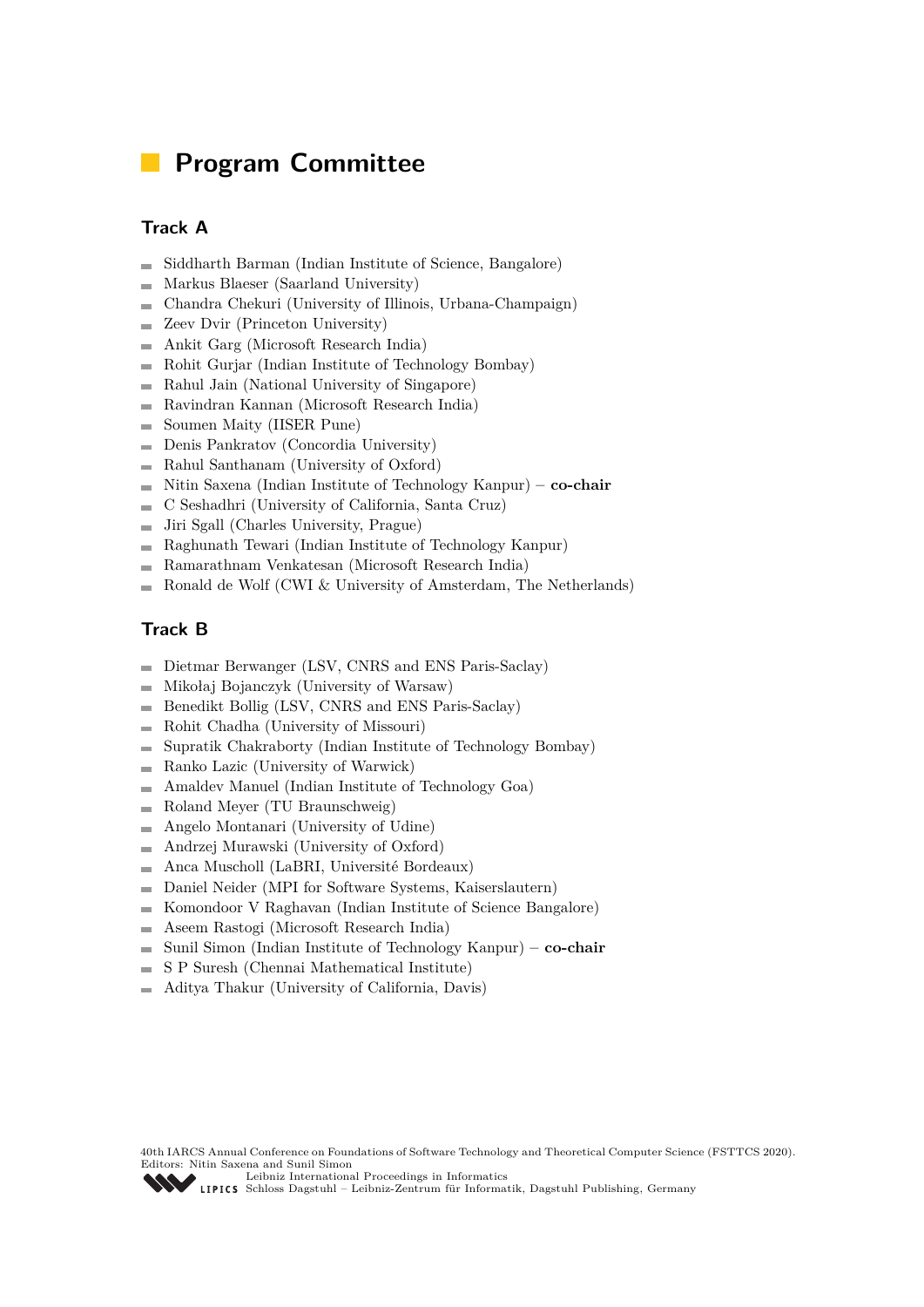# Program Committee

## Track A

- Siddharth Barman (Indian Institute of Science, Bangalore)
- Markus Blaeser (Saarland University)
- Chandra Chekuri (University of Illinois, Urbana-Champaign)
- Zeev Dvir (Princeton University)
- Ankit Garg (Microsoft Research India)
- Rohit Gurjar (Indian Institute of Technology Bombay)
- Rahul Jain (National University of Singapore)
- Ravindran Kannan (Microsoft Research India)
- Soumen Maity (IISER Pune)
- Denis Pankratov (Concordia University)
- Rahul Santhanam (University of Oxford)
- Nitin Saxena (Indian Institute of Technology Kanpur) – **co-chair**
- C Seshadhri (University of California, Santa Cruz)
- Jiri Sgall (Charles University, Prague)
- Raghunath Tewari (Indian Institute of Technology Kanpur)
- Ramarathnam Venkatesan (Microsoft Research India)
- Ronald de Wolf (CWI & University of Amsterdam, The Netherlands)

## Track B

- Dietmar Berwanger (LSV, CNRS and ENS Paris-Saclay)
- Mikołaj Bojanczyk (University of Warsaw)
- Benedikt Bollig (LSV, CNRS and ENS Paris-Saclay)
- Rohit Chadha (University of Missouri)
- Supratik Chakraborty (Indian Institute of Technology Bombay)
- Ranko Lazic (University of Warwick)
- Amaldev Manuel (Indian Institute of Technology Goa)
- Roland Meyer (TU Braunschweig)
- Angelo Montanari (University of Udine)
- Andrzej Murawski (University of Oxford)
- Anca Muscholl (LaBRI, Université Bordeaux)
- Daniel Neider (MPI for Software Systems, Kaiserslautern)
- Komondoor V Raghavan (Indian Institute of Science Bangalore)
- Aseem Rastogi (Microsoft Research India)
- Sunil Simon (Indian Institute of Technology Kanpur) – **co-chair**
- S P Suresh (Chennai Mathematical Institute)
- Aditya Thakur (University of California, Davis)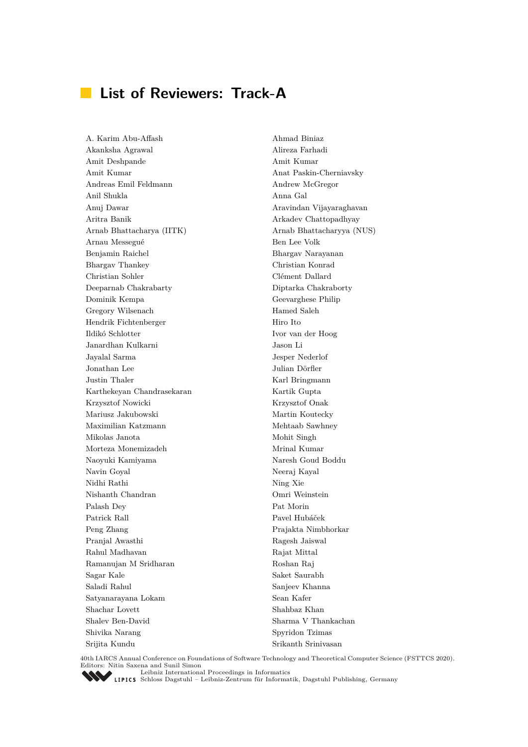# List of Reviewers: Track-A

A. Karim Abu-Affash
Akanksha Agrawal
Amit Deshpande
Amit Kumar
Andreas Emil Feldmann
Anil Shukla
Anuj Dawar
Aritra Banik
Arnab Bhattacharya (IITK)
Arnau Messegué
Benjamin Raichel
Bhargav Thankey
Christian Sohler
Deeparnab Chakrabarty
Dominik Kempa
Gregory Wilsenach
Hendrik Fichtenberger
Ildikó Schlotter
Janardhan Kulkarni
Jayalal Sarma
Jonathan Lee
Justin Thaler
Karthekeyan Chandrasekaran
Krzysztof Nowicki
Mariusz Jakubowski
Maximilian Katzmann
Mikolas Janota
Morteza Monemizadeh
Naoyuki Kamiyama
Navin Goyal
Nidhi Rathi
Nishanth Chandran
Palash Dey
Patrick Rall
Peng Zhang
Pranjal Awasthi
Rahul Madhavan
Ramanujan M Sridharan
Sagar Kale
Saladi Rahul
Satyanarayana Lokam
Shachar Lovett
Shalev Ben-David
Shivika Narang
Srijita Kundu
Ahmad Biniaz
Alireza Farhadi
Amit Kumar
Anat Paskin-Cherniavsky
Andrew McGregor
Anna Gal
Aravindan Vijayaraghavan
Arkadev Chattopadhyay
Arnab Bhattacharyya (NUS)
Ben Lee Volk
Bhargav Narayanan
Christian Konrad
Clément Dallard
Diptarka Chakraborty
Geevarghese Philip
Hamed Saleh
Hiro Ito
Ivor van der Hoog
Jason Li
Jesper Nederlof
Julian Dörfler
Karl Bringmann
Kartik Gupta
Krzysztof Onak
Martin Koutecky
Mehtaab Sawhney
Mohit Singh
Mrinal Kumar
Naresh Goud Boddu
Neeraj Kayal
Ning Xie
Omri Weinstein
Pat Morin
Pavel Hubáček
Prajakta Nimbhorkar
Ragesh Jaiswal
Rajat Mittal
Roshan Raj
Saket Saurabh
Sanjeev Khanna
Sean Kafer
Shahbaz Khan
Sharma V Thankachan
Spyridon Tzimas
Srikanth Srinivasan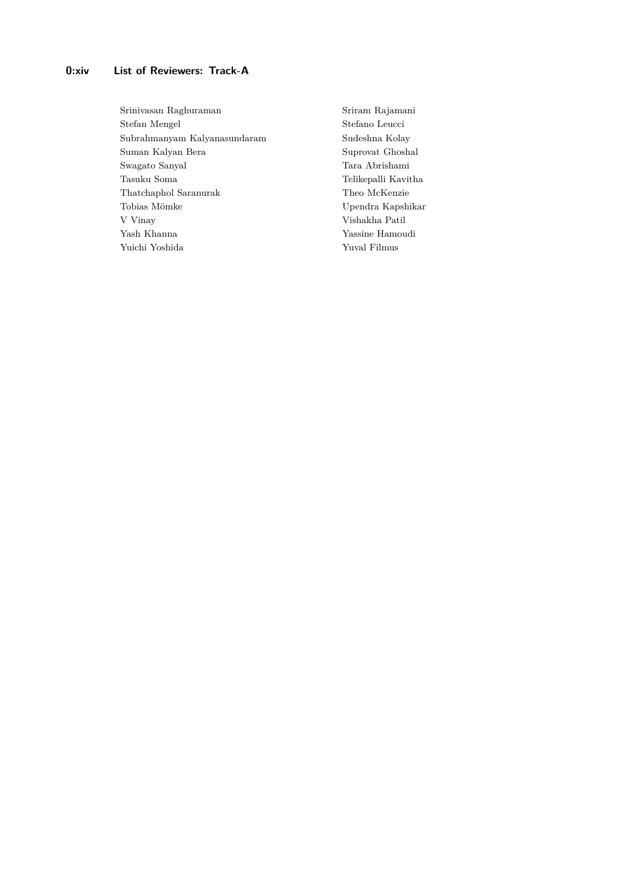Srinivasan Raghuraman
Sriram Rajamani
Stefan Mengel
Stefano Leucci
Subrahmanyam Kalyanasundaram
Sudeshna Kolay
Suman Kalyan Bera
Suprovat Ghoshal
Swagato Sanyal
Tara Abrishami
Tasuku Soma
Telikepalli Kavitha
Thatchaphol Saranurak
Theo McKenzie
Tobias Mömke
Upendra Kapshikar
V Vinay
Vishakha Patil
Yash Khanna
Yassine Hamoudi
Yuichi Yoshida
Yuval Filmus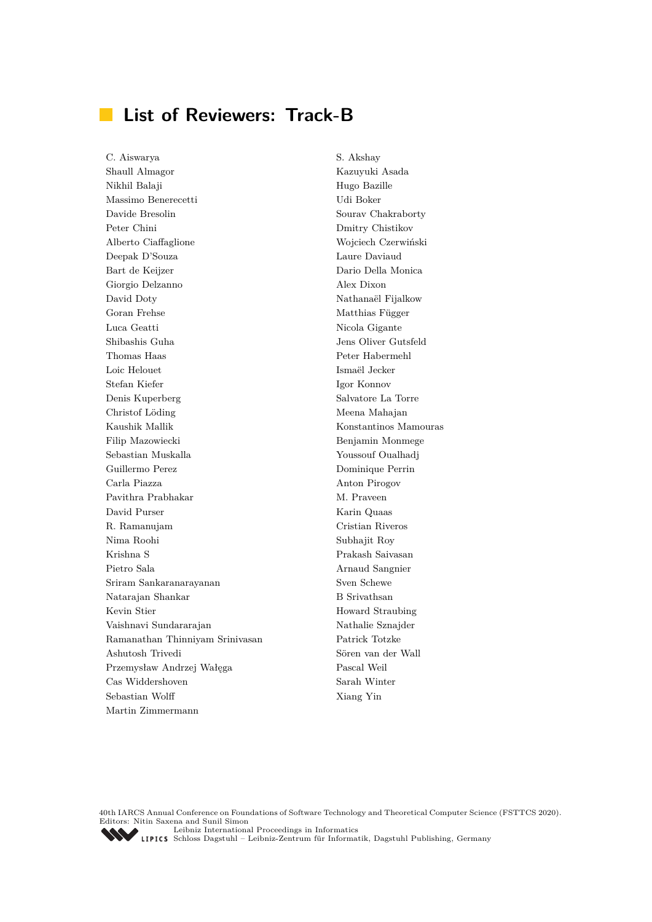## List of Reviewers: Track-B

C. Aiswarya
Shaull Almagor
Nikhil Balaji
Massimo Benerecetti
Davide Bresolin
Peter Chini
Alberto Ciaffaglione
Deepak D'Souza
Bart de Keijzer
Giorgio Delzanno
David Doty
Goran Frehse
Luca Geatti
Shibashis Guha
Thomas Haas
Loic Helouet
Stefan Kiefer
Denis Kuperberg
Christof Löding
Kaushik Mallik
Filip Mazowiecki
Sebastian Muskalla
Guillermo Perez
Carla Piazza
Pavithra Prabhakar
David Purser
R. Ramanujam
Nima Roohi
Krishna S
Pietro Sala
Sriram Sankaranarayanan
Natarajan Shankar
Kevin Stier
Vaishnavi Sundararajan
Ramanathan Thinniyam Srinivasan
Ashutosh Trivedi
Przemysław Andrzej Wałęga
Cas Widdershoven
Sebastian Wolff
Martin Zimmermann
S. Akshay
Kazuyuki Asada
Hugo Bazille
Udi Boker
Sourav Chakraborty
Dmitry Chistikov
Wojciech Czerwiński
Laure Daviaud
Dario Della Monica
Alex Dixon
Nathanaël Fijalkow
Matthias Függer
Nicola Gigante
Jens Oliver Gutsfeld
Peter Habermehl
Ismaël Jecker
Igor Konnov
Salvatore La Torre
Meena Mahajan
Konstantinos Mamouras
Benjamin Monmege
Youssouf Oualhadj
Dominique Perrin
Anton Pirogov
M. Praveen
Karin Quaas
Cristian Riveros
Subhajit Roy
Prakash Saivasan
Arnaud Sangnier
Sven Schewe
B Srivathsan
Howard Straubing
Nathalie Sznajder
Patrick Totzke
Sören van der Wall
Pascal Weil
Sarah Winter
Xiang Yin